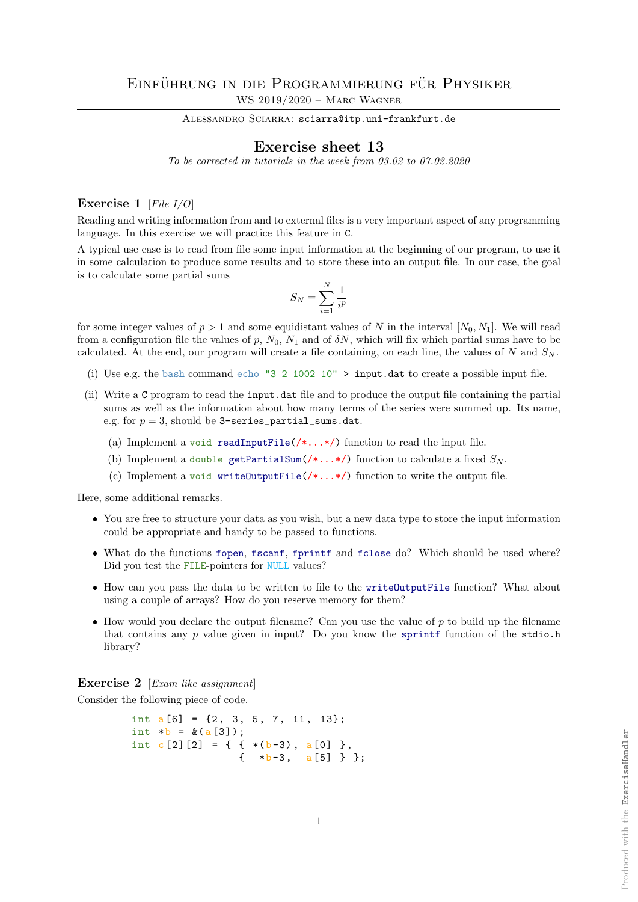# Einführung in die Programmierung für Physiker

WS 2019/2020 – Marc Wagner

Alessandro Sciarra: sciarra@itp.uni-frankfurt.de

## Exercise sheet 13

*To be corrected in tutorials in the week from 03.02 to 07.02.2020*

### Exercise 1 [*File I/O*]

Reading and writing information from and to external files is a very important aspect of any programming language. In this exercise we will practice this feature in C.

A typical use case is to read from file some input information at the beginning of our program, to use it in some calculation to produce some results and to store these into an output file. In our case, the goal is to calculate some partial sums

$$S_N = \sum_{i=1}^{N} \frac{1}{i^p}$$

for some integer values of $p > 1$ and some equidistant values of $N$ in the interval $[N_0, N_1]$. We will read from a configuration file the values of $p$, $N_0$, $N_1$ and of $\delta N$, which will fix which partial sums have to be calculated. At the end, our program will create a file containing, on each line, the values of $N$ and $S_N$.

(i) Use e.g. the bash command `echo "3 2 1002 10" > input.dat` to create a possible input file.

(ii) Write a C program to read the `input.dat` file and to produce the output file containing the partial sums as well as the information about how many terms of the series were summed up. Its name, e.g. for $p = 3$, should be `3-series_partial_sums.dat`.

  (a) Implement a `void readInputFile(/*...*/)` function to read the input file.

  (b) Implement a `double getPartialSum(/*...*/)` function to calculate a fixed $S_N$.

  (c) Implement a `void writeOutputFile(/*...*/)` function to write the output file.

Here, some additional remarks.

- You are free to structure your data as you wish, but a new data type to store the input information could be appropriate and handy to be passed to functions.
- What do the functions `fopen`, `fscanf`, `fprintf` and `fclose` do? Which should be used where? Did you test the `FILE`-pointers for `NULL` values?
- How can you pass the data to be written to file to the `writeOutputFile` function? What about using a couple of arrays? How do you reserve memory for them?
- How would you declare the output filename? Can you use the value of $p$ to build up the filename that contains any $p$ value given in input? Do you know the `sprintf` function of the `stdio.h` library?

### Exercise 2 [*Exam like assignment*]

Consider the following piece of code.

```
int a[6] = {2, 3, 5, 7, 11, 13};
int *b = &(a[3]);
int c[2][2] = { { *(b-3), a[0] },
                {  *b-3,  a[5] } };
```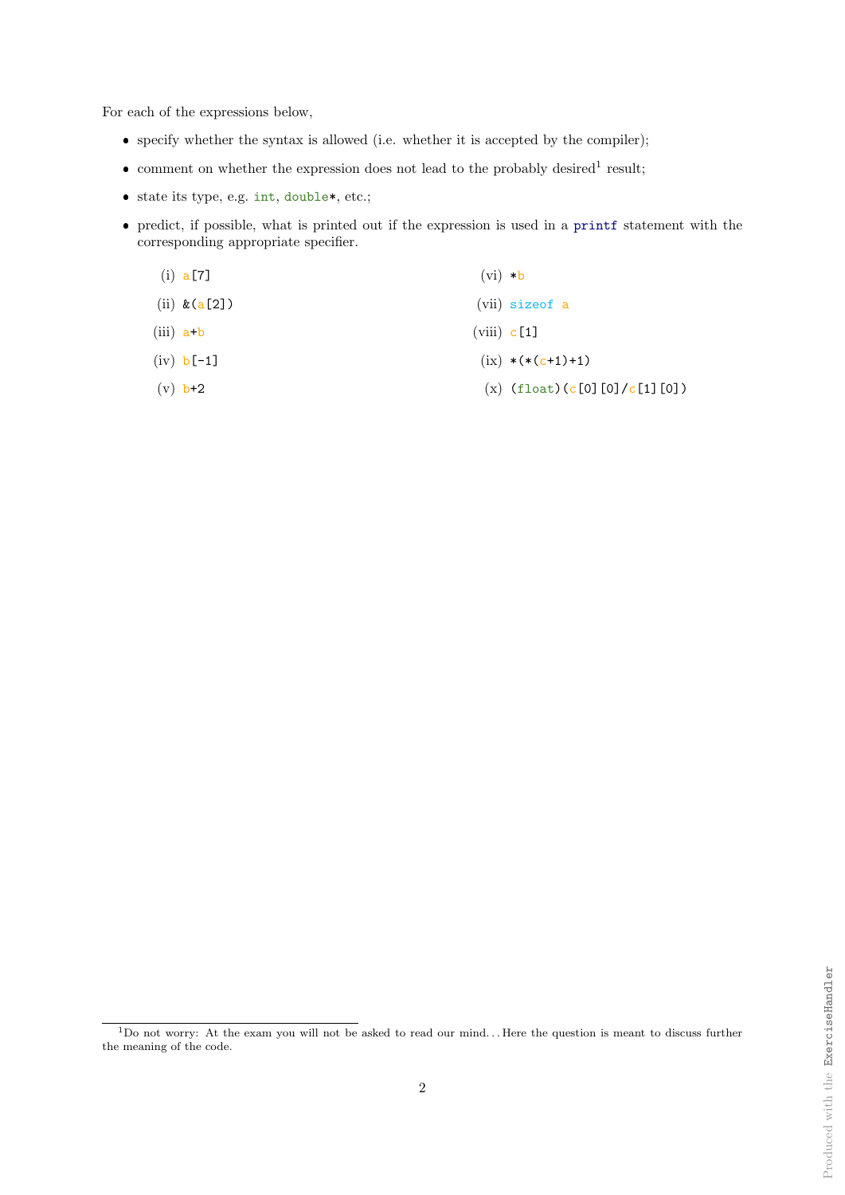For each of the expressions below,

- specify whether the syntax is allowed (i.e. whether it is accepted by the compiler);
- comment on whether the expression does not lead to the probably desired[1] result;
- state its type, e.g. `int`, `double*`, etc.;
- predict, if possible, what is printed out if the expression is used in a `printf` statement with the corresponding appropriate specifier.

(i) `a[7]`

(ii) `&(a[2])`

(iii) `a+b`

(iv) `b[-1]`

(v) `b+2`

(vi) `*b`

(vii) `sizeof a`

(viii) `c[1]`

(ix) `*(*(c+1)+1)`

(x) `(float)(c[0][0]/c[1][0])`

[1]Do not worry: At the exam you will not be asked to read our mind... Here the question is meant to discuss further the meaning of the code.